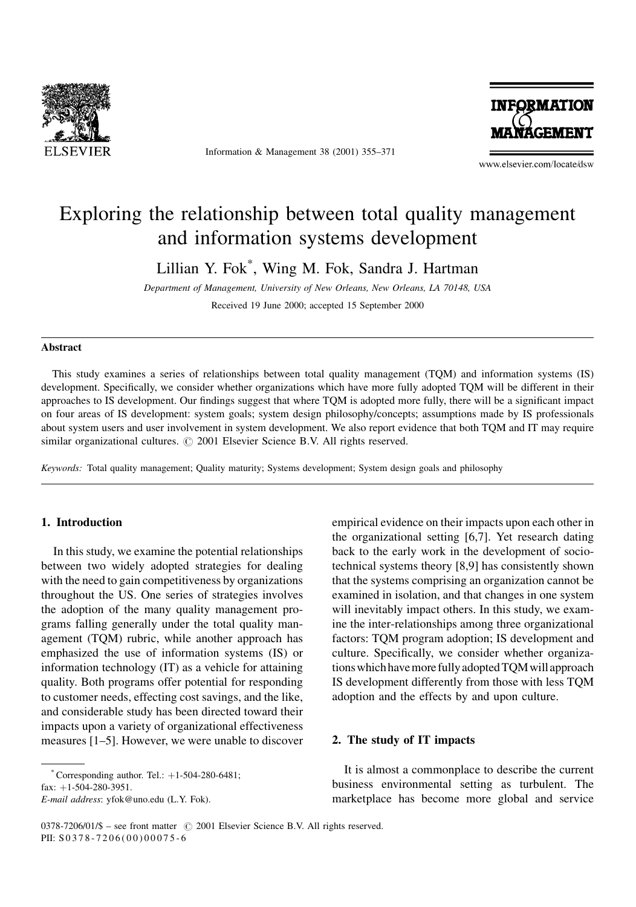# Exploring the relationship between total quality management and information systems development

Lillian Y. Fok*, Wing M. Fok, Sandra J. Hartman

*Department of Management, University of New Orleans, New Orleans, LA 70148, USA*

Received 19 June 2000; accepted 15 September 2000

## Abstract

This study examines a series of relationships between total quality management (TQM) and information systems (IS) development. Specifically, we consider whether organizations which have more fully adopted TQM will be different in their approaches to IS development. Our findings suggest that where TQM is adopted more fully, there will be a significant impact on four areas of IS development: system goals; system design philosophy/concepts; assumptions made by IS professionals about system users and user involvement in system development. We also report evidence that both TQM and IT may require similar organizational cultures. © 2001 Elsevier Science B.V. All rights reserved.

*Keywords:* Total quality management; Quality maturity; Systems development; System design goals and philosophy

## 1. Introduction

In this study, we examine the potential relationships between two widely adopted strategies for dealing with the need to gain competitiveness by organizations throughout the US. One series of strategies involves the adoption of the many quality management programs falling generally under the total quality management (TQM) rubric, while another approach has emphasized the use of information systems (IS) or information technology (IT) as a vehicle for attaining quality. Both programs offer potential for responding to customer needs, effecting cost savings, and the like, and considerable study has been directed toward their impacts upon a variety of organizational effectiveness measures [1–5]. However, we were unable to discover empirical evidence on their impacts upon each other in the organizational setting [6,7]. Yet research dating back to the early work in the development of sociotechnical systems theory [8,9] has consistently shown that the systems comprising an organization cannot be examined in isolation, and that changes in one system will inevitably impact others. In this study, we examine the inter-relationships among three organizational factors: TQM program adoption; IS development and culture. Specifically, we consider whether organizations which have more fully adopted TQM will approach IS development differently from those with less TQM adoption and the effects by and upon culture.

## 2. The study of IT impacts

It is almost a commonplace to describe the current business environmental setting as turbulent. The marketplace has become more global and service

---

* Corresponding author. Tel.: +1-504-280-6481; fax: +1-504-280-3951.
*E-mail address*: yfok@uno.edu (L.Y. Fok).

0378-7206/01/$ – see front matter © 2001 Elsevier Science B.V. All rights reserved.
PII: S0378-7206(00)00075-6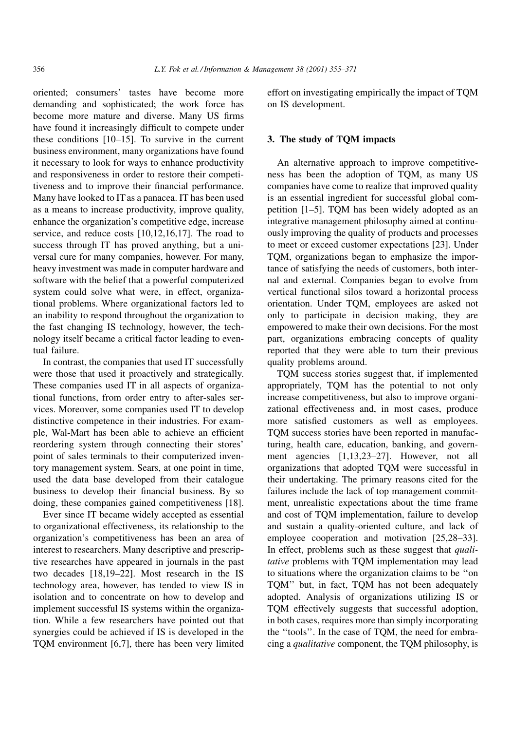oriented; consumers' tastes have become more demanding and sophisticated; the work force has become more mature and diverse. Many US firms have found it increasingly difficult to compete under these conditions [10–15]. To survive in the current business environment, many organizations have found it necessary to look for ways to enhance productivity and responsiveness in order to restore their competitiveness and to improve their financial performance. Many have looked to IT as a panacea. IT has been used as a means to increase productivity, improve quality, enhance the organization's competitive edge, increase service, and reduce costs [10,12,16,17]. The road to success through IT has proved anything, but a universal cure for many companies, however. For many, heavy investment was made in computer hardware and software with the belief that a powerful computerized system could solve what were, in effect, organizational problems. Where organizational factors led to an inability to respond throughout the organization to the fast changing IS technology, however, the technology itself became a critical factor leading to eventual failure.

In contrast, the companies that used IT successfully were those that used it proactively and strategically. These companies used IT in all aspects of organizational functions, from order entry to after-sales services. Moreover, some companies used IT to develop distinctive competence in their industries. For example, Wal-Mart has been able to achieve an efficient reordering system through connecting their stores' point of sales terminals to their computerized inventory management system. Sears, at one point in time, used the data base developed from their catalogue business to develop their financial business. By so doing, these companies gained competitiveness [18].

Ever since IT became widely accepted as essential to organizational effectiveness, its relationship to the organization's competitiveness has been an area of interest to researchers. Many descriptive and prescriptive researches have appeared in journals in the past two decades [18,19–22]. Most research in the IS technology area, however, has tended to view IS in isolation and to concentrate on how to develop and implement successful IS systems within the organization. While a few researchers have pointed out that synergies could be achieved if IS is developed in the TQM environment [6,7], there has been very limited effort on investigating empirically the impact of TQM on IS development.

## 3. The study of TQM impacts

An alternative approach to improve competitiveness has been the adoption of TQM, as many US companies have come to realize that improved quality is an essential ingredient for successful global competition [1–5]. TQM has been widely adopted as an integrative management philosophy aimed at continuously improving the quality of products and processes to meet or exceed customer expectations [23]. Under TQM, organizations began to emphasize the importance of satisfying the needs of customers, both internal and external. Companies began to evolve from vertical functional silos toward a horizontal process orientation. Under TQM, employees are asked not only to participate in decision making, they are empowered to make their own decisions. For the most part, organizations embracing concepts of quality reported that they were able to turn their previous quality problems around.

TQM success stories suggest that, if implemented appropriately, TQM has the potential to not only increase competitiveness, but also to improve organizational effectiveness and, in most cases, produce more satisfied customers as well as employees. TQM success stories have been reported in manufacturing, health care, education, banking, and government agencies [1,13,23–27]. However, not all organizations that adopted TQM were successful in their undertaking. The primary reasons cited for the failures include the lack of top management commitment, unrealistic expectations about the time frame and cost of TQM implementation, failure to develop and sustain a quality-oriented culture, and lack of employee cooperation and motivation [25,28–33]. In effect, problems such as these suggest that *qualitative* problems with TQM implementation may lead to situations where the organization claims to be ''on TQM'' but, in fact, TQM has not been adequately adopted. Analysis of organizations utilizing IS or TQM effectively suggests that successful adoption, in both cases, requires more than simply incorporating the ''tools''. In the case of TQM, the need for embracing a *qualitative* component, the TQM philosophy, is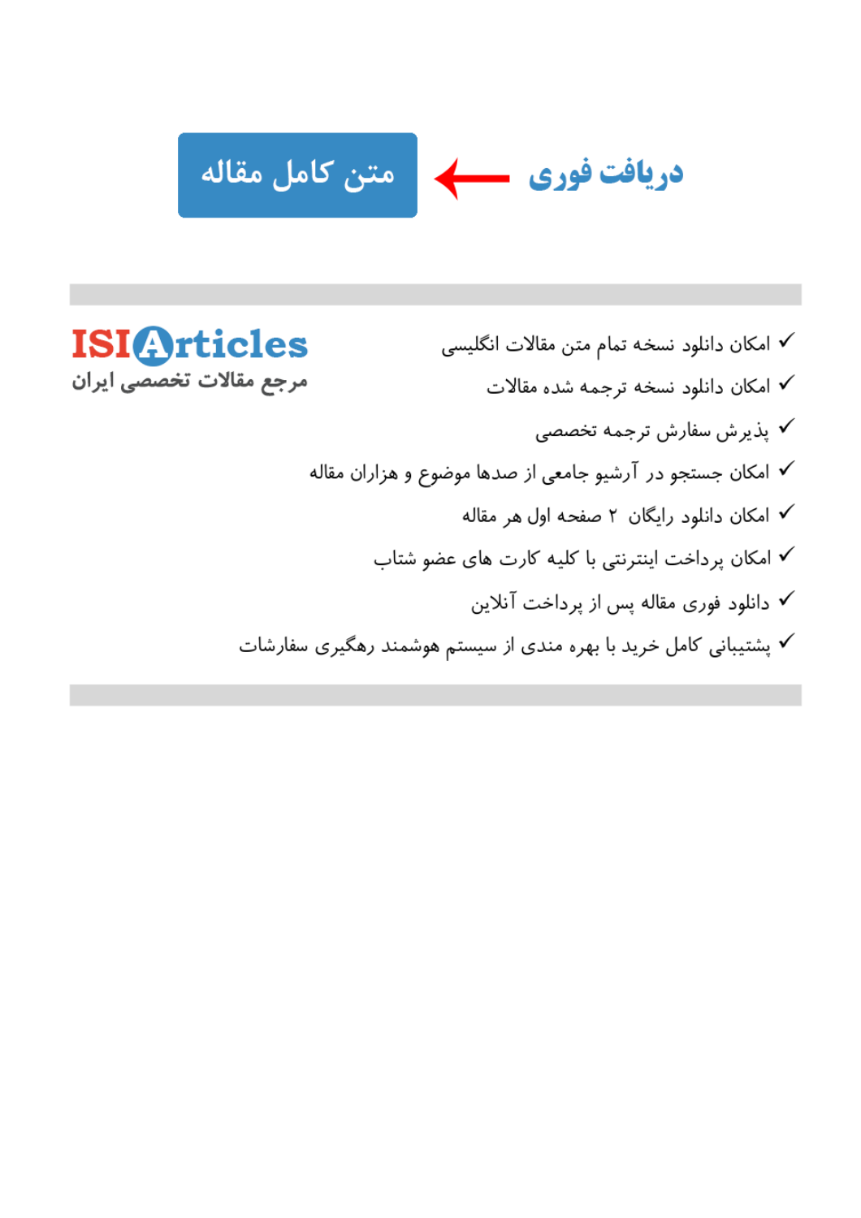دریافت فوری ← **متن کامل مقاله**

**ISIArticles**
مرجع مقالات تخصصی ایران

- ✓ امکان دانلود نسخه تمام متن مقالات انگلیسی
- ✓ امکان دانلود نسخه ترجمه شده مقالات
- ✓ پذیرش سفارش ترجمه تخصصی
- ✓ امکان جستجو در آرشیو جامعی از صدها موضوع و هزاران مقاله
- ✓ امکان دانلود رایگان ۲ صفحه اول هر مقاله
- ✓ امکان پرداخت اینترنتی با کلیه کارت های عضو شتاب
- ✓ دانلود فوری مقاله پس از پرداخت آنلاین
- ✓ پشتیبانی کامل خرید با بهره مندی از سیستم هوشمند رهگیری سفارشات